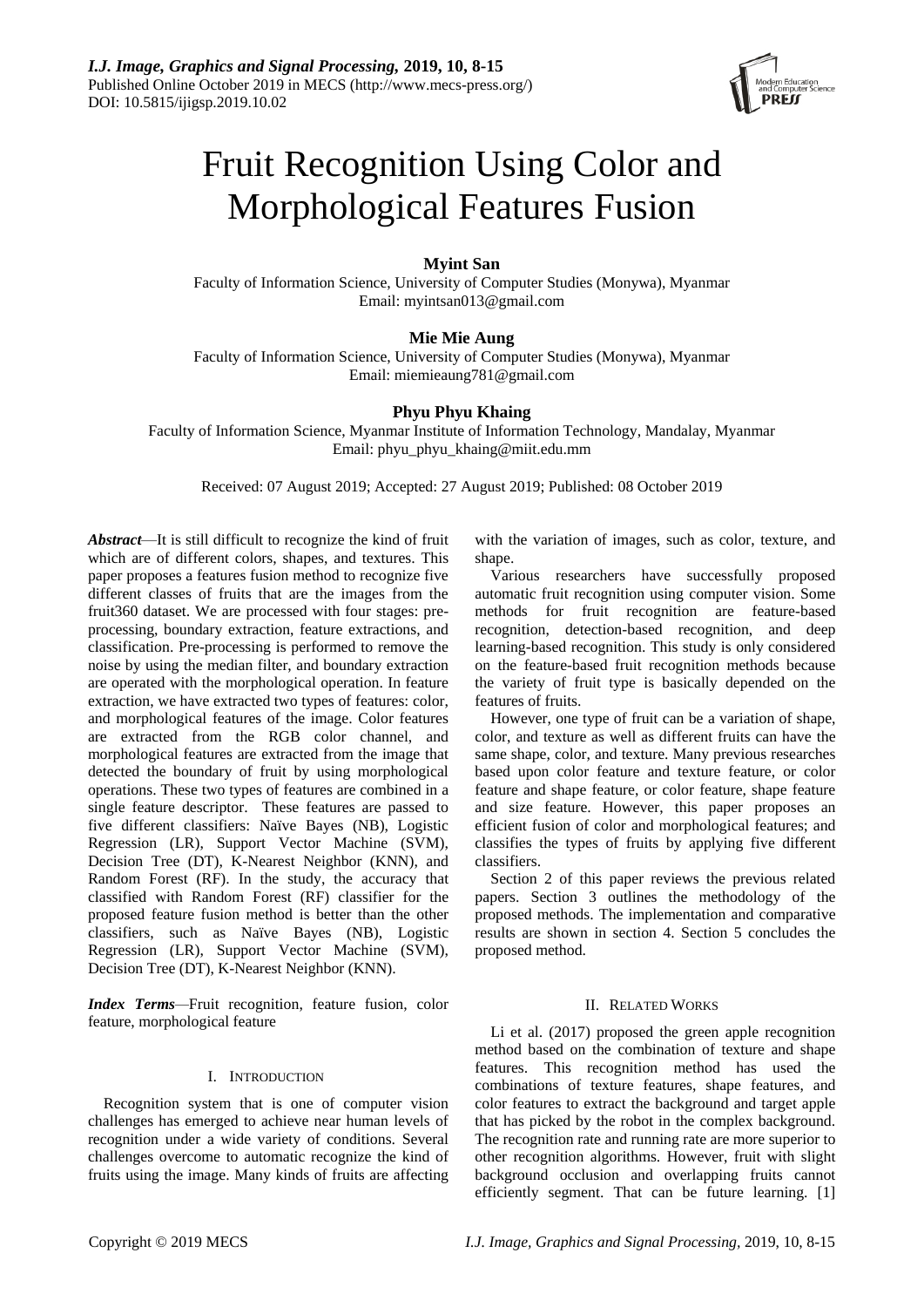# Fruit Recognition Using Color and Morphological Features Fusion

**Myint San**

Faculty of Information Science, University of Computer Studies (Monywa), Myanmar
Email: myintsan013@gmail.com

**Mie Mie Aung**

Faculty of Information Science, University of Computer Studies (Monywa), Myanmar
Email: miemieaung781@gmail.com

**Phyu Phyu Khaing**

Faculty of Information Science, Myanmar Institute of Information Technology, Mandalay, Myanmar
Email: phyu_phyu_khaing@miit.edu.mm

Received: 07 August 2019; Accepted: 27 August 2019; Published: 08 October 2019

***Abstract***—It is still difficult to recognize the kind of fruit which are of different colors, shapes, and textures. This paper proposes a features fusion method to recognize five different classes of fruits that are the images from the fruit360 dataset. We are processed with four stages: pre-processing, boundary extraction, feature extractions, and classification. Pre-processing is performed to remove the noise by using the median filter, and boundary extraction are operated with the morphological operation. In feature extraction, we have extracted two types of features: color, and morphological features of the image. Color features are extracted from the RGB color channel, and morphological features are extracted from the image that detected the boundary of fruit by using morphological operations. These two types of features are combined in a single feature descriptor. These features are passed to five different classifiers: Naïve Bayes (NB), Logistic Regression (LR), Support Vector Machine (SVM), Decision Tree (DT), K-Nearest Neighbor (KNN), and Random Forest (RF). In the study, the accuracy that classified with Random Forest (RF) classifier for the proposed feature fusion method is better than the other classifiers, such as Naïve Bayes (NB), Logistic Regression (LR), Support Vector Machine (SVM), Decision Tree (DT), K-Nearest Neighbor (KNN).

***Index Terms***—Fruit recognition, feature fusion, color feature, morphological feature

## I. Introduction

Recognition system that is one of computer vision challenges has emerged to achieve near human levels of recognition under a wide variety of conditions. Several challenges overcome to automatic recognize the kind of fruits using the image. Many kinds of fruits are affecting with the variation of images, such as color, texture, and shape.

Various researchers have successfully proposed automatic fruit recognition using computer vision. Some methods for fruit recognition are feature-based recognition, detection-based recognition, and deep learning-based recognition. This study is only considered on the feature-based fruit recognition methods because the variety of fruit type is basically depended on the features of fruits.

However, one type of fruit can be a variation of shape, color, and texture as well as different fruits can have the same shape, color, and texture. Many previous researches based upon color feature and texture feature, or color feature and shape feature, or color feature, shape feature and size feature. However, this paper proposes an efficient fusion of color and morphological features; and classifies the types of fruits by applying five different classifiers.

Section 2 of this paper reviews the previous related papers. Section 3 outlines the methodology of the proposed methods. The implementation and comparative results are shown in section 4. Section 5 concludes the proposed method.

## II. Related Works

Li et al. (2017) proposed the green apple recognition method based on the combination of texture and shape features. This recognition method has used the combinations of texture features, shape features, and color features to extract the background and target apple that has picked by the robot in the complex background. The recognition rate and running rate are more superior to other recognition algorithms. However, fruit with slight background occlusion and overlapping fruits cannot efficiently segment. That can be future learning. [1]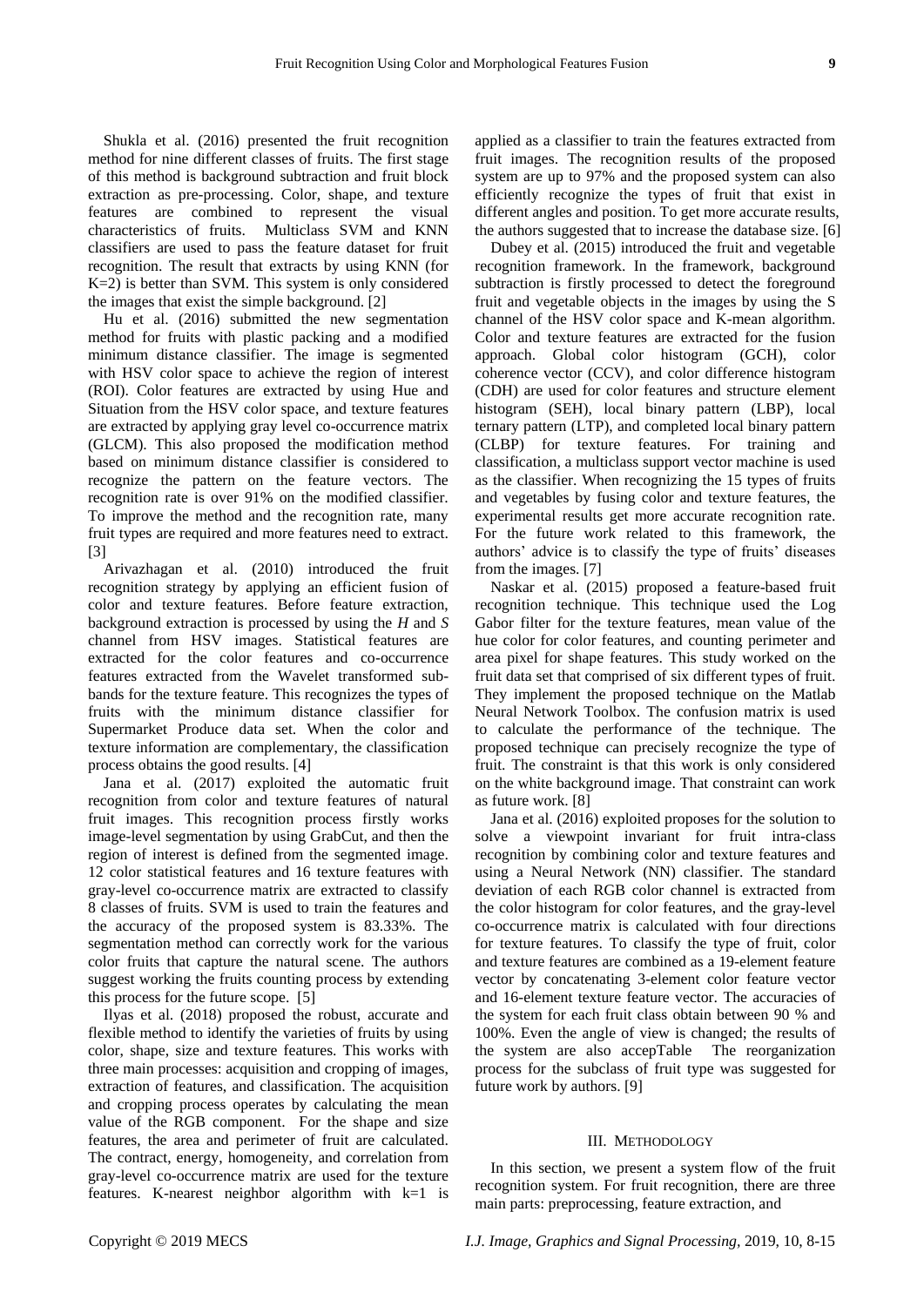Shukla et al. (2016) presented the fruit recognition method for nine different classes of fruits. The first stage of this method is background subtraction and fruit block extraction as pre-processing. Color, shape, and texture features are combined to represent the visual characteristics of fruits. Multiclass SVM and KNN classifiers are used to pass the feature dataset for fruit recognition. The result that extracts by using KNN (for K=2) is better than SVM. This system is only considered the images that exist the simple background. [2]

Hu et al. (2016) submitted the new segmentation method for fruits with plastic packing and a modified minimum distance classifier. The image is segmented with HSV color space to achieve the region of interest (ROI). Color features are extracted by using Hue and Situation from the HSV color space, and texture features are extracted by applying gray level co-occurrence matrix (GLCM). This also proposed the modification method based on minimum distance classifier is considered to recognize the pattern on the feature vectors. The recognition rate is over 91% on the modified classifier. To improve the method and the recognition rate, many fruit types are required and more features need to extract. [3]

Arivazhagan et al. (2010) introduced the fruit recognition strategy by applying an efficient fusion of color and texture features. Before feature extraction, background extraction is processed by using the *H* and *S* channel from HSV images. Statistical features are extracted for the color features and co-occurrence features extracted from the Wavelet transformed sub-bands for the texture feature. This recognizes the types of fruits with the minimum distance classifier for Supermarket Produce data set. When the color and texture information are complementary, the classification process obtains the good results. [4]

Jana et al. (2017) exploited the automatic fruit recognition from color and texture features of natural fruit images. This recognition process firstly works image-level segmentation by using GrabCut, and then the region of interest is defined from the segmented image. 12 color statistical features and 16 texture features with gray-level co-occurrence matrix are extracted to classify 8 classes of fruits. SVM is used to train the features and the accuracy of the proposed system is 83.33%. The segmentation method can correctly work for the various color fruits that capture the natural scene. The authors suggest working the fruits counting process by extending this process for the future scope. [5]

Ilyas et al. (2018) proposed the robust, accurate and flexible method to identify the varieties of fruits by using color, shape, size and texture features. This works with three main processes: acquisition and cropping of images, extraction of features, and classification. The acquisition and cropping process operates by calculating the mean value of the RGB component. For the shape and size features, the area and perimeter of fruit are calculated. The contract, energy, homogeneity, and correlation from gray-level co-occurrence matrix are used for the texture features. K-nearest neighbor algorithm with k=1 is applied as a classifier to train the features extracted from fruit images. The recognition results of the proposed system are up to 97% and the proposed system can also efficiently recognize the types of fruit that exist in different angles and position. To get more accurate results, the authors suggested that to increase the database size. [6]

Dubey et al. (2015) introduced the fruit and vegetable recognition framework. In the framework, background subtraction is firstly processed to detect the foreground fruit and vegetable objects in the images by using the S channel of the HSV color space and K-mean algorithm. Color and texture features are extracted for the fusion approach. Global color histogram (GCH), color coherence vector (CCV), and color difference histogram (CDH) are used for color features and structure element histogram (SEH), local binary pattern (LBP), local ternary pattern (LTP), and completed local binary pattern (CLBP) for texture features. For training and classification, a multiclass support vector machine is used as the classifier. When recognizing the 15 types of fruits and vegetables by fusing color and texture features, the experimental results get more accurate recognition rate. For the future work related to this framework, the authors' advice is to classify the type of fruits' diseases from the images. [7]

Naskar et al. (2015) proposed a feature-based fruit recognition technique. This technique used the Log Gabor filter for the texture features, mean value of the hue color for color features, and counting perimeter and area pixel for shape features. This study worked on the fruit data set that comprised of six different types of fruit. They implement the proposed technique on the Matlab Neural Network Toolbox. The confusion matrix is used to calculate the performance of the technique. The proposed technique can precisely recognize the type of fruit. The constraint is that this work is only considered on the white background image. That constraint can work as future work. [8]

Jana et al. (2016) exploited proposes for the solution to solve a viewpoint invariant for fruit intra-class recognition by combining color and texture features and using a Neural Network (NN) classifier. The standard deviation of each RGB color channel is extracted from the color histogram for color features, and the gray-level co-occurrence matrix is calculated with four directions for texture features. To classify the type of fruit, color and texture features are combined as a 19-element feature vector by concatenating 3-element color feature vector and 16-element texture feature vector. The accuracies of the system for each fruit class obtain between 90 % and 100%. Even the angle of view is changed; the results of the system are also accepTable The reorganization process for the subclass of fruit type was suggested for future work by authors. [9]

## III. METHODOLOGY

In this section, we present a system flow of the fruit recognition system. For fruit recognition, there are three main parts: preprocessing, feature extraction, and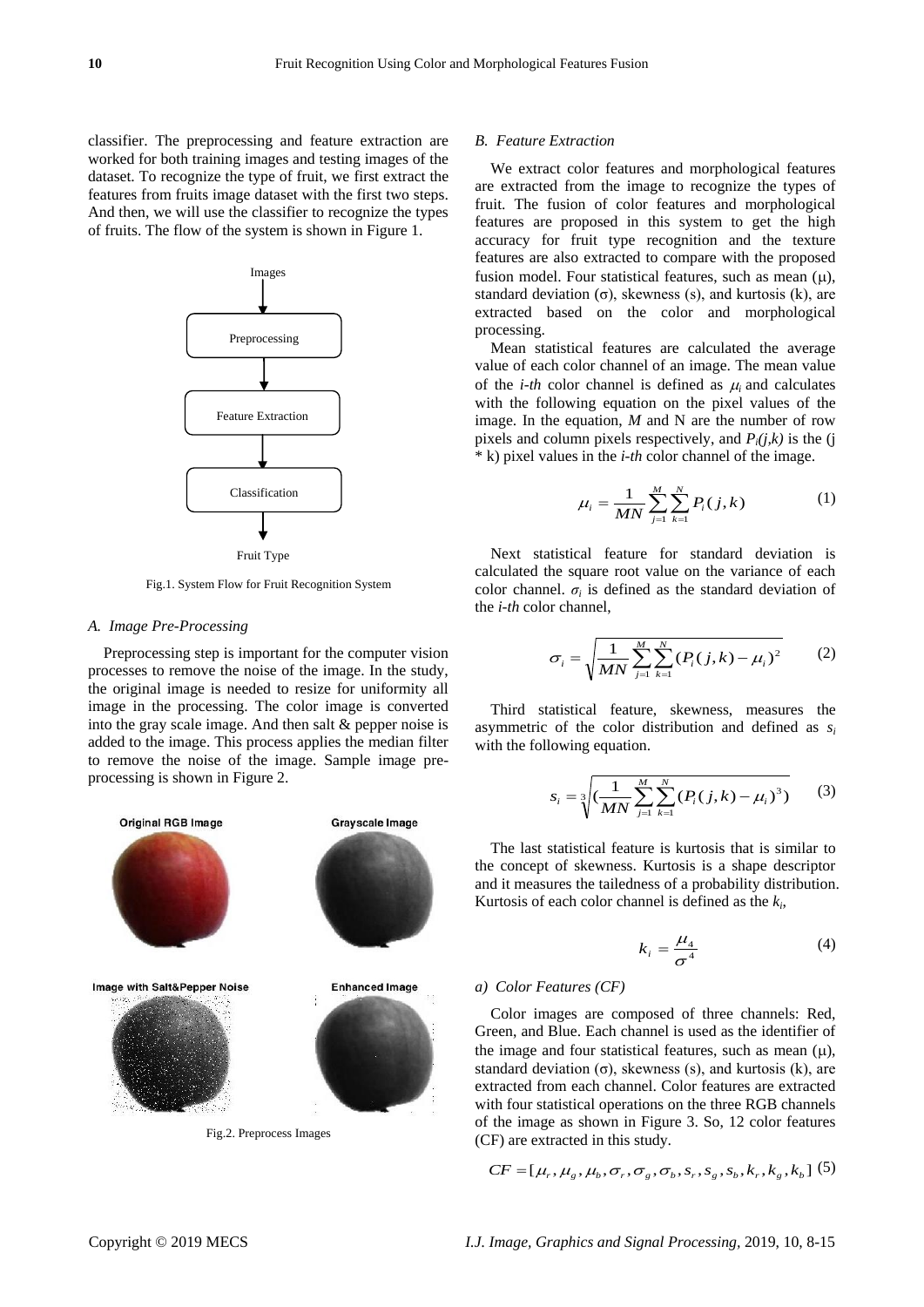classifier. The preprocessing and feature extraction are worked for both training images and testing images of the dataset. To recognize the type of fruit, we first extract the features from fruits image dataset with the first two steps. And then, we will use the classifier to recognize the types of fruits. The flow of the system is shown in Figure 1.

Images → Preprocessing → Feature Extraction → Classification → Fruit Type

Fig.1. System Flow for Fruit Recognition System

### A. Image Pre-Processing

Preprocessing step is important for the computer vision processes to remove the noise of the image. In the study, the original image is needed to resize for uniformity all image in the processing. The color image is converted into the gray scale image. And then salt & pepper noise is added to the image. This process applies the median filter to remove the noise of the image. Sample image pre-processing is shown in Figure 2.

Original RGB Image | Grayscale Image | Image with Salt&Pepper Noise | Enhanced Image

Fig.2. Preprocess Images

### B. Feature Extraction

We extract color features and morphological features are extracted from the image to recognize the types of fruit. The fusion of color features and morphological features are proposed in this system to get the high accuracy for fruit type recognition and the texture features are also extracted to compare with the proposed fusion model. Four statistical features, such as mean (μ), standard deviation (σ), skewness (s), and kurtosis (k), are extracted based on the color and morphological processing.

Mean statistical features are calculated the average value of each color channel of an image. The mean value of the *i-th* color channel is defined as $\mu_i$ and calculates with the following equation on the pixel values of the image. In the equation, *M* and N are the number of row pixels and column pixels respectively, and $P_i(j,k)$ is the (j * k) pixel values in the *i-th* color channel of the image.

$$\mu_i = \frac{1}{MN}\sum_{j=1}^{M}\sum_{k=1}^{N} P_i(j,k) \tag{1}$$

Next statistical feature for standard deviation is calculated the square root value on the variance of each color channel. $\sigma_i$ is defined as the standard deviation of the *i-th* color channel,

$$\sigma_i = \sqrt{\frac{1}{MN}\sum_{j=1}^{M}\sum_{k=1}^{N}(P_i(j,k)-\mu_i)^2} \tag{2}$$

Third statistical feature, skewness, measures the asymmetric of the color distribution and defined as $s_i$ with the following equation.

$$s_i = \sqrt[3]{(\frac{1}{MN}\sum_{j=1}^{M}\sum_{k=1}^{N}(P_i(j,k)-\mu_i)^3)} \tag{3}$$

The last statistical feature is kurtosis that is similar to the concept of skewness. Kurtosis is a shape descriptor and it measures the tailedness of a probability distribution. Kurtosis of each color channel is defined as the $k_i$,

$$k_i = \frac{\mu_4}{\sigma^4} \tag{4}$$

#### a) Color Features (CF)

Color images are composed of three channels: Red, Green, and Blue. Each channel is used as the identifier of the image and four statistical features, such as mean (μ), standard deviation (σ), skewness (s), and kurtosis (k), are extracted from each channel. Color features are extracted with four statistical operations on the three RGB channels of the image as shown in Figure 3. So, 12 color features (CF) are extracted in this study.

$$CF = [\mu_r, \mu_g, \mu_b, \sigma_r, \sigma_g, \sigma_b, s_r, s_g, s_b, k_r, k_g, k_b] \tag{5}$$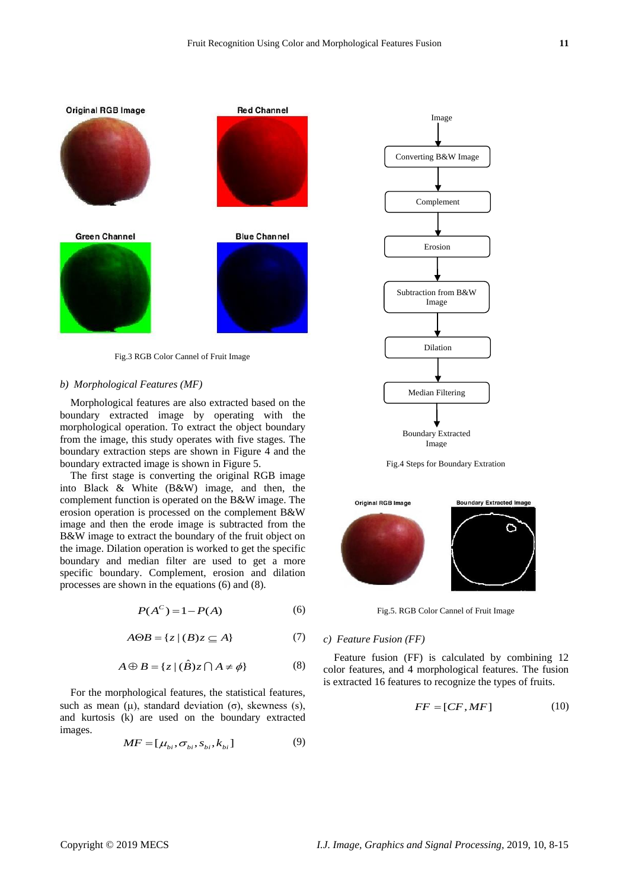Fig.3 RGB Color Cannel of Fruit Image

### b) Morphological Features (MF)

Morphological features are also extracted based on the boundary extracted image by operating with the morphological operation. To extract the object boundary from the image, this study operates with five stages. The boundary extraction steps are shown in Figure 4 and the boundary extracted image is shown in Figure 5.

The first stage is converting the original RGB image into Black & White (B&W) image, and then, the complement function is operated on the B&W image. The erosion operation is processed on the complement B&W image and then the erode image is subtracted from the B&W image to extract the boundary of the fruit object on the image. Dilation operation is worked to get the specific boundary and median filter are used to get a more specific boundary. Complement, erosion and dilation processes are shown in the equations (6) and (8).

$$P(A^C) = 1 - P(A) \tag{6}$$

$$A \ominus B = \{z \mid (B)z \subseteq A\} \tag{7}$$

$$A \oplus B = \{z \mid (\hat{B})z \cap A \neq \phi\} \tag{8}$$

For the morphological features, the statistical features, such as mean (μ), standard deviation (σ), skewness (s), and kurtosis (k) are used on the boundary extracted images.

$$MF = [\mu_{bi}, \sigma_{bi}, s_{bi}, k_{bi}] \tag{9}$$

Fig.4 Steps for Boundary Extration

Fig.5. RGB Color Cannel of Fruit Image

### c) Feature Fusion (FF)

Feature fusion (FF) is calculated by combining 12 color features, and 4 morphological features. The fusion is extracted 16 features to recognize the types of fruits.

$$FF = [CF, MF] \tag{10}$$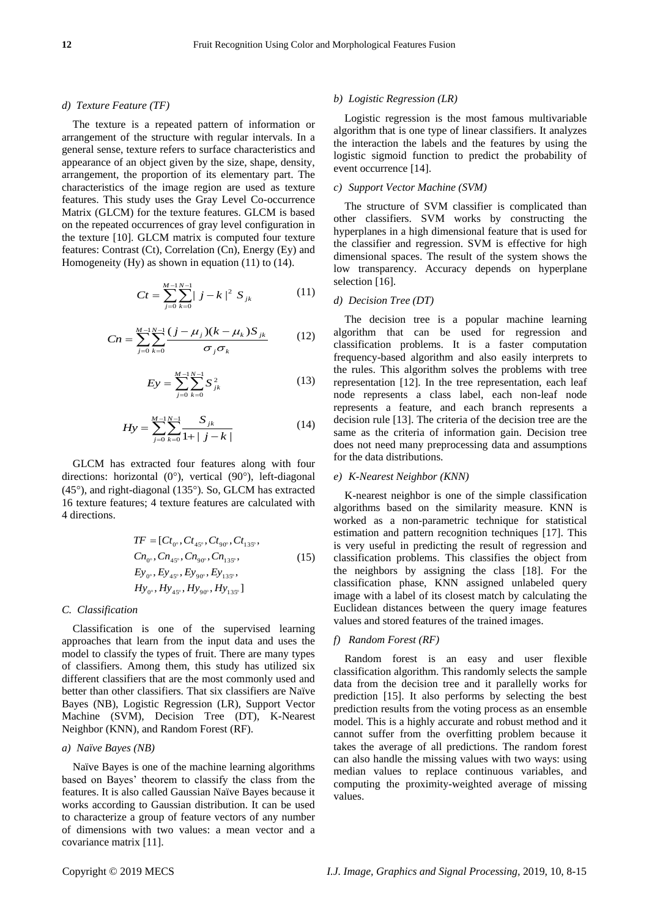#### d) Texture Feature (TF)

The texture is a repeated pattern of information or arrangement of the structure with regular intervals. In a general sense, texture refers to surface characteristics and appearance of an object given by the size, shape, density, arrangement, the proportion of its elementary part. The characteristics of the image region are used as texture features. This study uses the Gray Level Co-occurrence Matrix (GLCM) for the texture features. GLCM is based on the repeated occurrences of gray level configuration in the texture [10]. GLCM matrix is computed four texture features: Contrast (Ct), Correlation (Cn), Energy (Ey) and Homogeneity (Hy) as shown in equation (11) to (14).

$$Ct = \sum_{j=0}^{M-1}\sum_{k=0}^{N-1} |j-k|^2 \; S_{jk} \tag{11}$$

$$Cn = \sum_{j=0}^{M-1}\sum_{k=0}^{N-1} \frac{(j-\mu_j)(k-\mu_k)S_{jk}}{\sigma_j \sigma_k} \tag{12}$$

$$Ey = \sum_{j=0}^{M-1}\sum_{k=0}^{N-1} S_{jk}^2 \tag{13}$$

$$Hy = \sum_{j=0}^{M-1}\sum_{k=0}^{N-1} \frac{S_{jk}}{1+|j-k|} \tag{14}$$

GLCM has extracted four features along with four directions: horizontal (0°), vertical (90°), left-diagonal (45°), and right-diagonal (135°). So, GLCM has extracted 16 texture features; 4 texture features are calculated with 4 directions.

$$\begin{aligned} TF = [&Ct_{0^\circ}, Ct_{45^\circ}, Ct_{90^\circ}, Ct_{135^\circ}, \\ &Cn_{0^\circ}, Cn_{45^\circ}, Cn_{90^\circ}, Cn_{135^\circ}, \\ &Ey_{0^\circ}, Ey_{45^\circ}, Ey_{90^\circ}, Ey_{135^\circ}, \\ &Hy_{0^\circ}, Hy_{45^\circ}, Hy_{90^\circ}, Hy_{135^\circ}] \end{aligned} \tag{15}$$

### C. Classification

Classification is one of the supervised learning approaches that learn from the input data and uses the model to classify the types of fruit. There are many types of classifiers. Among them, this study has utilized six different classifiers that are the most commonly used and better than other classifiers. That six classifiers are Naïve Bayes (NB), Logistic Regression (LR), Support Vector Machine (SVM), Decision Tree (DT), K-Nearest Neighbor (KNN), and Random Forest (RF).

#### a) Naïve Bayes (NB)

Naïve Bayes is one of the machine learning algorithms based on Bayes' theorem to classify the class from the features. It is also called Gaussian Naïve Bayes because it works according to Gaussian distribution. It can be used to characterize a group of feature vectors of any number of dimensions with two values: a mean vector and a covariance matrix [11].

#### b) Logistic Regression (LR)

Logistic regression is the most famous multivariable algorithm that is one type of linear classifiers. It analyzes the interaction the labels and the features by using the logistic sigmoid function to predict the probability of event occurrence [14].

#### c) Support Vector Machine (SVM)

The structure of SVM classifier is complicated than other classifiers. SVM works by constructing the hyperplanes in a high dimensional feature that is used for the classifier and regression. SVM is effective for high dimensional spaces. The result of the system shows the low transparency. Accuracy depends on hyperplane selection [16].

#### d) Decision Tree (DT)

The decision tree is a popular machine learning algorithm that can be used for regression and classification problems. It is a faster computation frequency-based algorithm and also easily interprets to the rules. This algorithm solves the problems with tree representation [12]. In the tree representation, each leaf node represents a class label, each non-leaf node represents a feature, and each branch represents a decision rule [13]. The criteria of the decision tree are the same as the criteria of information gain. Decision tree does not need many preprocessing data and assumptions for the data distributions.

#### e) K-Nearest Neighbor (KNN)

K-nearest neighbor is one of the simple classification algorithms based on the similarity measure. KNN is worked as a non-parametric technique for statistical estimation and pattern recognition techniques [17]. This is very useful in predicting the result of regression and classification problems. This classifies the object from the neighbors by assigning the class [18]. For the classification phase, KNN assigned unlabeled query image with a label of its closest match by calculating the Euclidean distances between the query image features values and stored features of the trained images.

#### f) Random Forest (RF)

Random forest is an easy and user flexible classification algorithm. This randomly selects the sample data from the decision tree and it parallelly works for prediction [15]. It also performs by selecting the best prediction results from the voting process as an ensemble model. This is a highly accurate and robust method and it cannot suffer from the overfitting problem because it takes the average of all predictions. The random forest can also handle the missing values with two ways: using median values to replace continuous variables, and computing the proximity-weighted average of missing values.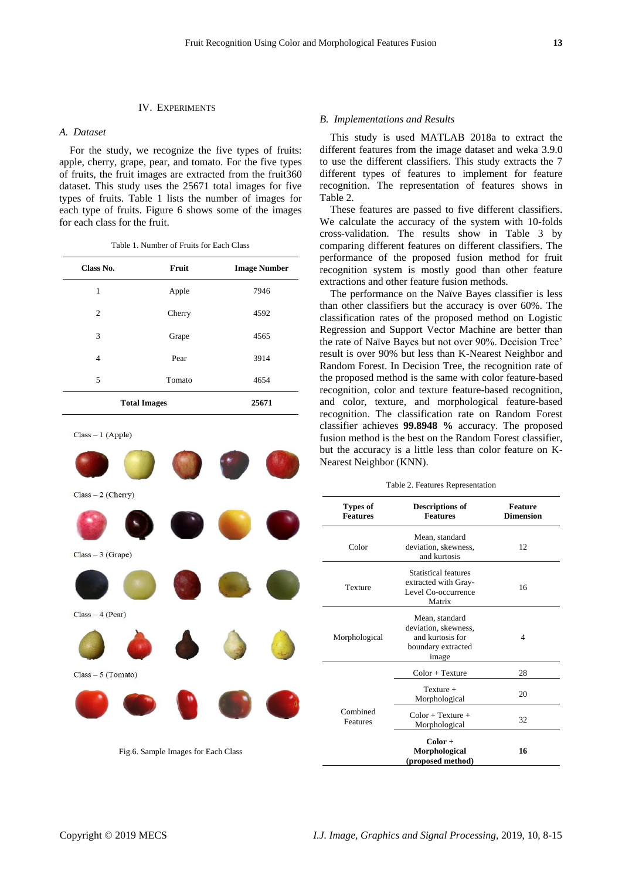## IV. Experiments

### A. Dataset

For the study, we recognize the five types of fruits: apple, cherry, grape, pear, and tomato. For the five types of fruits, the fruit images are extracted from the fruit360 dataset. This study uses the 25671 total images for five types of fruits. Table 1 lists the number of images for each type of fruits. Figure 6 shows some of the images for each class for the fruit.

Table 1. Number of Fruits for Each Class

| Class No. | Fruit | Image Number |
|---|---|---|
| 1 | Apple | 7946 |
| 2 | Cherry | 4592 |
| 3 | Grape | 4565 |
| 4 | Pear | 3914 |
| 5 | Tomato | 4654 |
| **Total Images** | | **25671** |

Class – 1 (Apple)

Class – 2 (Cherry)

Class – 3 (Grape)

Class – 4 (Pear)

Class – 5 (Tomato)

Fig.6. Sample Images for Each Class

### B. Implementations and Results

This study is used MATLAB 2018a to extract the different features from the image dataset and weka 3.9.0 to use the different classifiers. This study extracts the 7 different types of features to implement for feature recognition. The representation of features shows in Table 2.

These features are passed to five different classifiers. We calculate the accuracy of the system with 10-folds cross-validation. The results show in Table 3 by comparing different features on different classifiers. The performance of the proposed fusion method for fruit recognition system is mostly good than other feature extractions and other feature fusion methods.

The performance on the Naïve Bayes classifier is less than other classifiers but the accuracy is over 60%. The classification rates of the proposed method on Logistic Regression and Support Vector Machine are better than the rate of Naïve Bayes but not over 90%. Decision Tree' result is over 90% but less than K-Nearest Neighbor and Random Forest. In Decision Tree, the recognition rate of the proposed method is the same with color feature-based recognition, color and texture feature-based recognition, and color, texture, and morphological feature-based recognition. The classification rate on Random Forest classifier achieves **99.8948 %** accuracy. The proposed fusion method is the best on the Random Forest classifier, but the accuracy is a little less than color feature on K-Nearest Neighbor (KNN).

Table 2. Features Representation

| Types of Features | Descriptions of Features | Feature Dimension |
|---|---|---|
| Color | Mean, standard deviation, skewness, and kurtosis | 12 |
| Texture | Statistical features extracted with Gray-Level Co-occurrence Matrix | 16 |
| Morphological | Mean, standard deviation, skewness, and kurtosis for boundary extracted image | 4 |
| Combined Features | Color + Texture | 28 |
| | Texture + Morphological | 20 |
| | Color + Texture + Morphological | 32 |
| | **Color + Morphological (proposed method)** | **16** |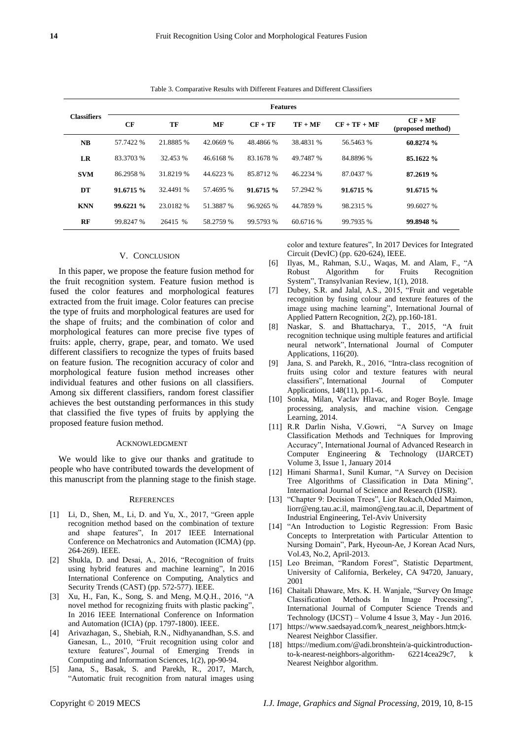Table 3. Comparative Results with Different Features and Different Classifiers

| Classifiers | Features | | | | | | |
|---|---|---|---|---|---|---|---|
| | CF | TF | MF | CF + TF | TF + MF | CF + TF + MF | CF + MF (proposed method) |
| **NB** | 57.7422 % | 21.8885 % | 42.0669 % | 48.4866 % | 38.4831 % | 56.5463 % | **60.8274 %** |
| **LR** | 83.3703 % | 32.453 % | 46.6168 % | 83.1678 % | 49.7487 % | 84.8896 % | **85.1622 %** |
| **SVM** | 86.2958 % | 31.8219 % | 44.6223 % | 85.8712 % | 46.2234 % | 87.0437 % | **87.2619 %** |
| **DT** | **91.6715 %** | 32.4491 % | 57.4695 % | **91.6715 %** | 57.2942 % | **91.6715 %** | **91.6715 %** |
| **KNN** | **99.6221 %** | 23.0182 % | 51.3887 % | 96.9265 % | 44.7859 % | 98.2315 % | 99.6027 % |
| **RF** | 99.8247 % | 26415 % | 58.2759 % | 99.5793 % | 60.6716 % | 99.7935 % | **99.8948 %** |

## V. Conclusion

In this paper, we propose the feature fusion method for the fruit recognition system. Feature fusion method is fused the color features and morphological features extracted from the fruit image. Color features can precise the type of fruits and morphological features are used for the shape of fruits; and the combination of color and morphological features can more precise five types of fruits: apple, cherry, grape, pear, and tomato. We used different classifiers to recognize the types of fruits based on feature fusion. The recognition accuracy of color and morphological feature fusion method increases other individual features and other fusions on all classifiers. Among six different classifiers, random forest classifier achieves the best outstanding performances in this study that classified the five types of fruits by applying the proposed feature fusion method.

## Acknowledgment

We would like to give our thanks and gratitude to people who have contributed towards the development of this manuscript from the planning stage to the finish stage.

## References

[1] Li, D., Shen, M., Li, D. and Yu, X., 2017, "Green apple recognition method based on the combination of texture and shape features", In 2017 IEEE International Conference on Mechatronics and Automation (ICMA) (pp. 264-269). IEEE.

[2] Shukla, D. and Desai, A., 2016, "Recognition of fruits using hybrid features and machine learning", In 2016 International Conference on Computing, Analytics and Security Trends (CAST) (pp. 572-577). IEEE.

[3] Xu, H., Fan, K., Song, S. and Meng, M.Q.H., 2016, "A novel method for recognizing fruits with plastic packing", In 2016 IEEE International Conference on Information and Automation (ICIA) (pp. 1797-1800). IEEE.

[4] Arivazhagan, S., Shebiah, R.N., Nidhyanandhan, S.S. and Ganesan, L., 2010, "Fruit recognition using color and texture features", Journal of Emerging Trends in Computing and Information Sciences, 1(2), pp-90-94.

[5] Jana, S., Basak, S. and Parekh, R., 2017, March, "Automatic fruit recognition from natural images using color and texture features", In 2017 Devices for Integrated Circuit (DevIC) (pp. 620-624), IEEE.

[6] Ilyas, M., Rahman, S.U., Waqas, M. and Alam, F., "A Robust Algorithm for Fruits Recognition System", Transylvanian Review, 1(1), 2018.

[7] Dubey, S.R. and Jalal, A.S., 2015, "Fruit and vegetable recognition by fusing colour and texture features of the image using machine learning", International Journal of Applied Pattern Recognition, 2(2), pp.160-181.

[8] Naskar, S. and Bhattacharya, T., 2015, "A fruit recognition technique using multiple features and artificial neural network", International Journal of Computer Applications, 116(20).

[9] Jana, S. and Parekh, R., 2016, "Intra-class recognition of fruits using color and texture features with neural classifiers", International Journal of Computer Applications, 148(11), pp.1-6.

[10] Sonka, Milan, Vaclav Hlavac, and Roger Boyle. Image processing, analysis, and machine vision. Cengage Learning, 2014.

[11] R.R Darlin Nisha, V.Gowri, "A Survey on Image Classification Methods and Techniques for Improving Accuracy", International Journal of Advanced Research in Computer Engineering & Technology (IJARCET) Volume 3, Issue 1, January 2014

[12] Himani Sharma1, Sunil Kumar, "A Survey on Decision Tree Algorithms of Classification in Data Mining", International Journal of Science and Research (IJSR).

[13] "Chapter 9: Decision Trees", Lior Rokach,Oded Maimon, liorr@eng.tau.ac.il, maimon@eng.tau.ac.il, Department of Industrial Engineering, Tel-Aviv University

[14] "An Introduction to Logistic Regression: From Basic Concepts to Interpretation with Particular Attention to Nursing Domain", Park, Hyeoun-Ae, J Korean Acad Nurs, Vol.43, No.2, April-2013.

[15] Leo Breiman, "Random Forest", Statistic Department, University of California, Berkeley, CA 94720, January, 2001

[16] Chaitali Dhaware, Mrs. K. H. Wanjale, "Survey On Image Classification Methods In Image Processing", International Journal of Computer Science Trends and Technology (IJCST) – Volume 4 Issue 3, May - Jun 2016.

[17] https://www.saedsayad.com/k_nearest_neighbors.htm;k-Nearest Neighbor Classifier.

[18] https://medium.com/@adi.bronshtein/a-quickintroduction-to-k-nearest-neighbors-algorithm- 62214cea29c7, k Nearest Neighbor algorithm.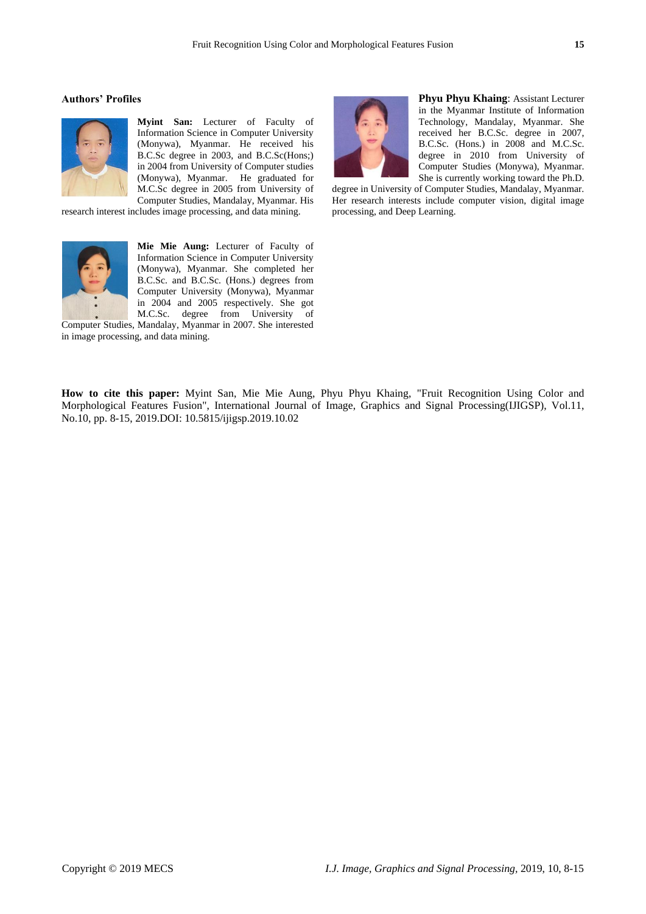**Authors' Profiles**

**Myint San:** Lecturer of Faculty of Information Science in Computer University (Monywa), Myanmar. He received his B.C.Sc degree in 2003, and B.C.Sc(Hons;) in 2004 from University of Computer studies (Monywa), Myanmar. He graduated for M.C.Sc degree in 2005 from University of Computer Studies, Mandalay, Myanmar. His research interest includes image processing, and data mining.

**Mie Mie Aung:** Lecturer of Faculty of Information Science in Computer University (Monywa), Myanmar. She completed her B.C.Sc. and B.C.Sc. (Hons.) degrees from Computer University (Monywa), Myanmar in 2004 and 2005 respectively. She got M.C.Sc. degree from University of Computer Studies, Mandalay, Myanmar in 2007. She interested in image processing, and data mining.

**Phyu Phyu Khaing**: Assistant Lecturer in the Myanmar Institute of Information Technology, Mandalay, Myanmar. She received her B.C.Sc. degree in 2007, B.C.Sc. (Hons.) in 2008 and M.C.Sc. degree in 2010 from University of Computer Studies (Monywa), Myanmar. She is currently working toward the Ph.D. degree in University of Computer Studies, Mandalay, Myanmar. Her research interests include computer vision, digital image processing, and Deep Learning.

**How to cite this paper:** Myint San, Mie Mie Aung, Phyu Phyu Khaing, "Fruit Recognition Using Color and Morphological Features Fusion", International Journal of Image, Graphics and Signal Processing(IJIGSP), Vol.11, No.10, pp. 8-15, 2019.DOI: 10.5815/ijigsp.2019.10.02